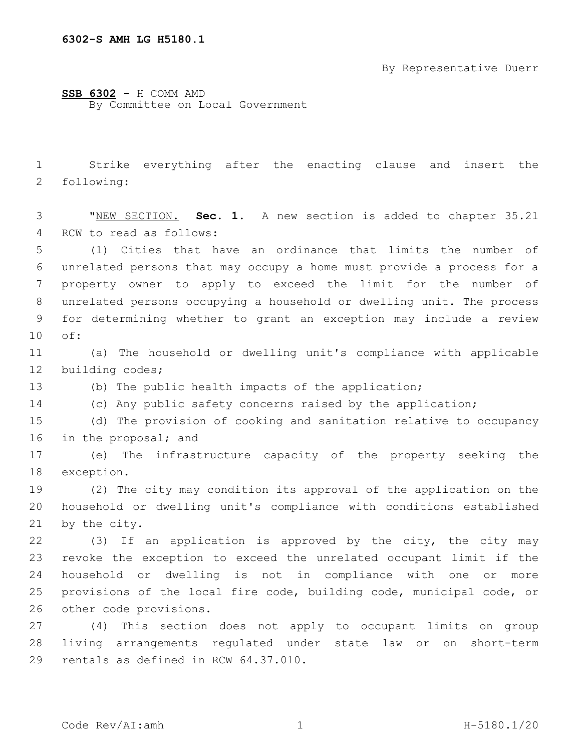6302-S AMH LG H5180.1

By Representative Duerr

**SSB 6302** - H COMM AMD
By Committee on Local Government

Strike everything after the enacting clause and insert the following:

"NEW SECTION. **Sec. 1.** A new section is added to chapter 35.21 RCW to read as follows:

(1) Cities that have an ordinance that limits the number of unrelated persons that may occupy a home must provide a process for a property owner to apply to exceed the limit for the number of unrelated persons occupying a household or dwelling unit. The process for determining whether to grant an exception may include a review of:

(a) The household or dwelling unit's compliance with applicable building codes;

(b) The public health impacts of the application;

(c) Any public safety concerns raised by the application;

(d) The provision of cooking and sanitation relative to occupancy in the proposal; and

(e) The infrastructure capacity of the property seeking the exception.

(2) The city may condition its approval of the application on the household or dwelling unit's compliance with conditions established by the city.

(3) If an application is approved by the city, the city may revoke the exception to exceed the unrelated occupant limit if the household or dwelling is not in compliance with one or more provisions of the local fire code, building code, municipal code, or other code provisions.

(4) This section does not apply to occupant limits on group living arrangements regulated under state law or on short-term rentals as defined in RCW 64.37.010.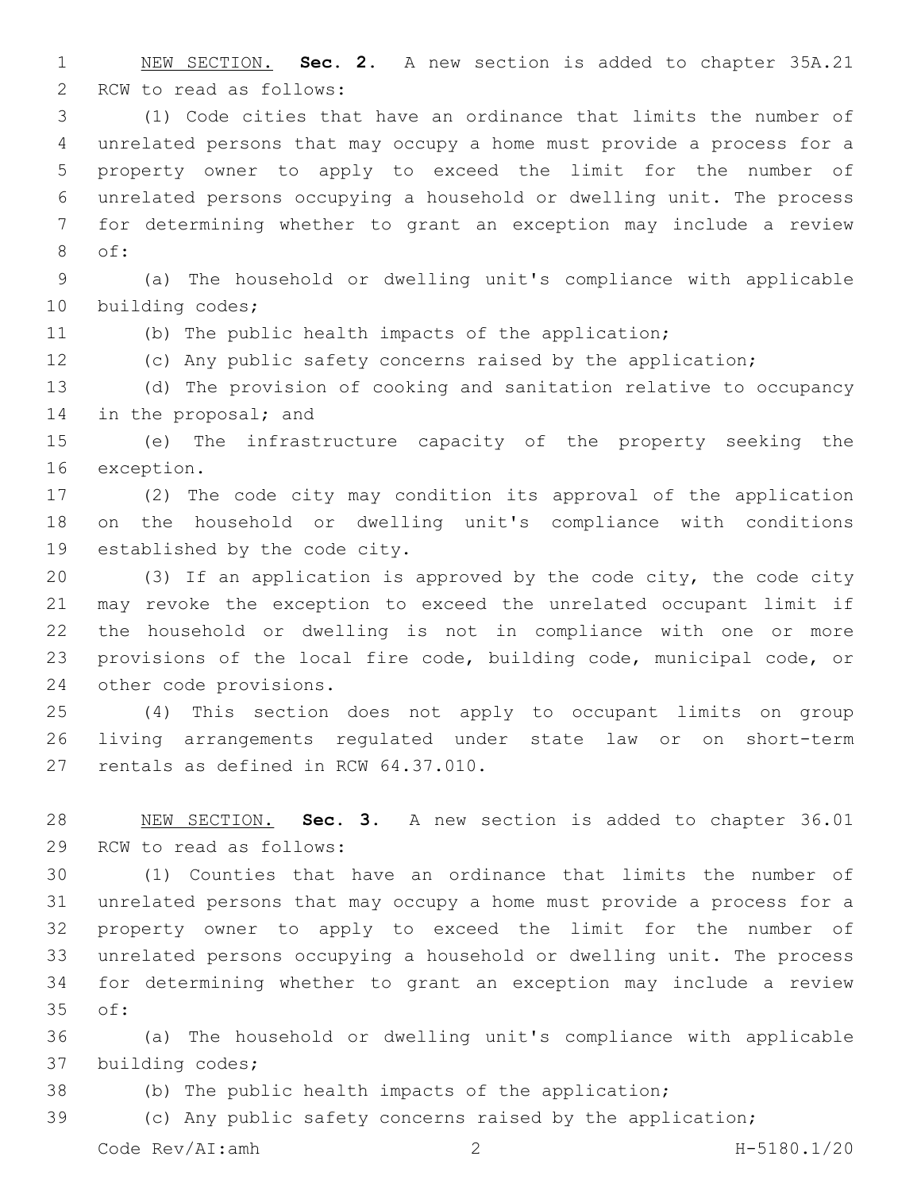NEW SECTION. **Sec. 2.** A new section is added to chapter 35A.21 RCW to read as follows:

(1) Code cities that have an ordinance that limits the number of unrelated persons that may occupy a home must provide a process for a property owner to apply to exceed the limit for the number of unrelated persons occupying a household or dwelling unit. The process for determining whether to grant an exception may include a review of:

(a) The household or dwelling unit's compliance with applicable building codes;

(b) The public health impacts of the application;

(c) Any public safety concerns raised by the application;

(d) The provision of cooking and sanitation relative to occupancy in the proposal; and

(e) The infrastructure capacity of the property seeking the exception.

(2) The code city may condition its approval of the application on the household or dwelling unit's compliance with conditions established by the code city.

(3) If an application is approved by the code city, the code city may revoke the exception to exceed the unrelated occupant limit if the household or dwelling is not in compliance with one or more provisions of the local fire code, building code, municipal code, or other code provisions.

(4) This section does not apply to occupant limits on group living arrangements regulated under state law or on short-term rentals as defined in RCW 64.37.010.

NEW SECTION. **Sec. 3.** A new section is added to chapter 36.01 RCW to read as follows:

(1) Counties that have an ordinance that limits the number of unrelated persons that may occupy a home must provide a process for a property owner to apply to exceed the limit for the number of unrelated persons occupying a household or dwelling unit. The process for determining whether to grant an exception may include a review of:

(a) The household or dwelling unit's compliance with applicable building codes;

(b) The public health impacts of the application;

(c) Any public safety concerns raised by the application;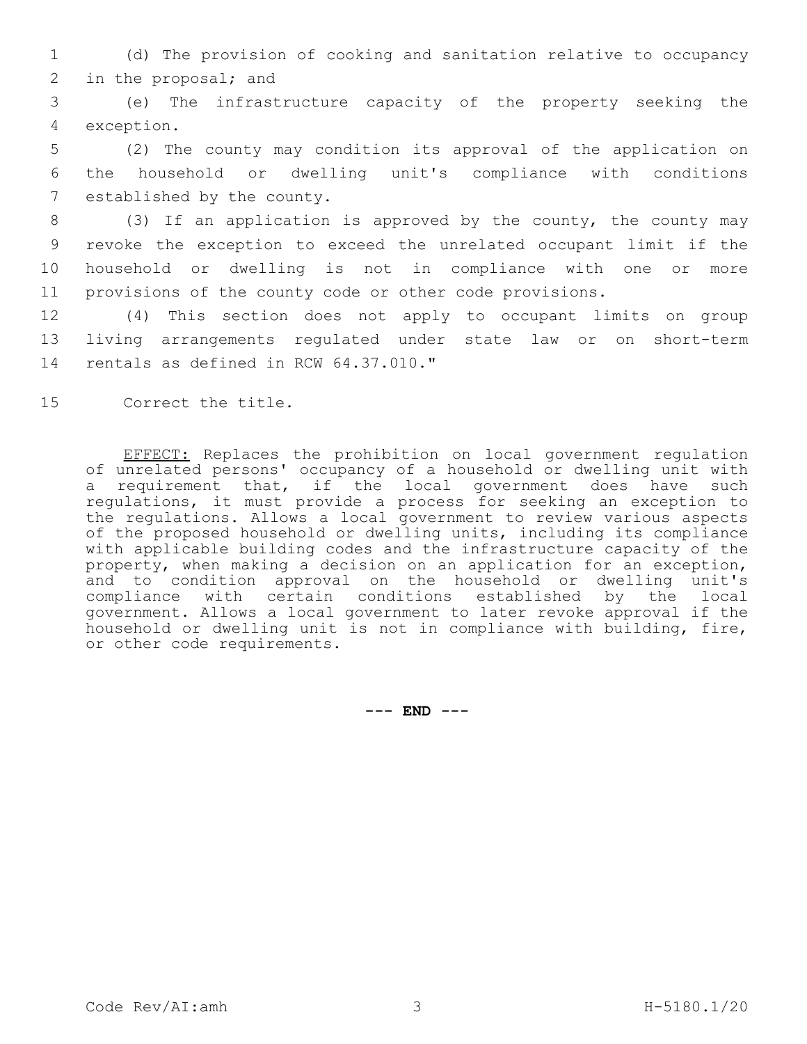(d) The provision of cooking and sanitation relative to occupancy in the proposal; and

(e) The infrastructure capacity of the property seeking the exception.

(2) The county may condition its approval of the application on the household or dwelling unit's compliance with conditions established by the county.

(3) If an application is approved by the county, the county may revoke the exception to exceed the unrelated occupant limit if the household or dwelling is not in compliance with one or more provisions of the county code or other code provisions.

(4) This section does not apply to occupant limits on group living arrangements regulated under state law or on short-term rentals as defined in RCW 64.37.010."

Correct the title.

EFFECT: Replaces the prohibition on local government regulation of unrelated persons' occupancy of a household or dwelling unit with a requirement that, if the local government does have such regulations, it must provide a process for seeking an exception to the regulations. Allows a local government to review various aspects of the proposed household or dwelling units, including its compliance with applicable building codes and the infrastructure capacity of the property, when making a decision on an application for an exception, and to condition approval on the household or dwelling unit's compliance with certain conditions established by the local government. Allows a local government to later revoke approval if the household or dwelling unit is not in compliance with building, fire, or other code requirements.

**--- END ---**

Code Rev/AI:amh H-5180.1/20